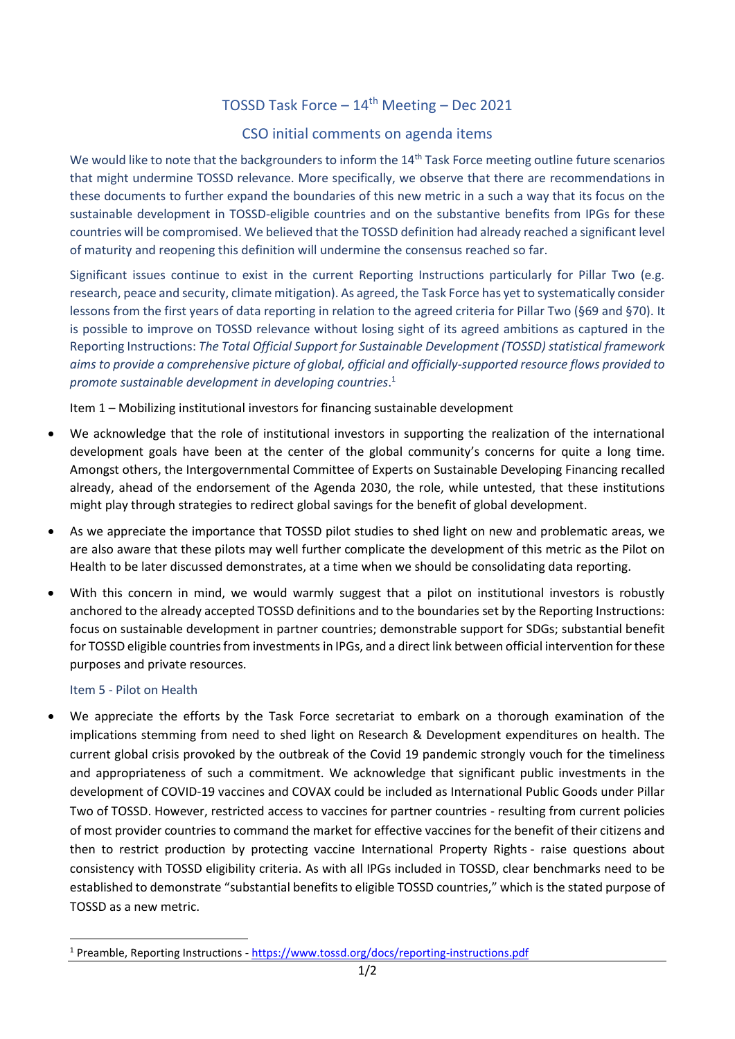# TOSSD Task Force – 14th Meeting – Dec 2021

## CSO initial comments on agenda items

We would like to note that the backgrounders to inform the 14th Task Force meeting outline future scenarios that might undermine TOSSD relevance. More specifically, we observe that there are recommendations in these documents to further expand the boundaries of this new metric in a such a way that its focus on the sustainable development in TOSSD-eligible countries and on the substantive benefits from IPGs for these countries will be compromised. We believed that the TOSSD definition had already reached a significant level of maturity and reopening this definition will undermine the consensus reached so far.

Significant issues continue to exist in the current Reporting Instructions particularly for Pillar Two (e.g. research, peace and security, climate mitigation). As agreed, the Task Force has yet to systematically consider lessons from the first years of data reporting in relation to the agreed criteria for Pillar Two (§69 and §70). It is possible to improve on TOSSD relevance without losing sight of its agreed ambitions as captured in the Reporting Instructions: *The Total Official Support for Sustainable Development (TOSSD) statistical framework aims to provide a comprehensive picture of global, official and officially-supported resource flows provided to promote sustainable development in developing countries*.[1]

Item 1 – Mobilizing institutional investors for financing sustainable development

- We acknowledge that the role of institutional investors in supporting the realization of the international development goals have been at the center of the global community's concerns for quite a long time. Amongst others, the Intergovernmental Committee of Experts on Sustainable Developing Financing recalled already, ahead of the endorsement of the Agenda 2030, the role, while untested, that these institutions might play through strategies to redirect global savings for the benefit of global development.
- As we appreciate the importance that TOSSD pilot studies to shed light on new and problematic areas, we are also aware that these pilots may well further complicate the development of this metric as the Pilot on Health to be later discussed demonstrates, at a time when we should be consolidating data reporting.
- With this concern in mind, we would warmly suggest that a pilot on institutional investors is robustly anchored to the already accepted TOSSD definitions and to the boundaries set by the Reporting Instructions: focus on sustainable development in partner countries; demonstrable support for SDGs; substantial benefit for TOSSD eligible countries from investments in IPGs, and a direct link between official intervention for these purposes and private resources.

### Item 5 - Pilot on Health

- We appreciate the efforts by the Task Force secretariat to embark on a thorough examination of the implications stemming from need to shed light on Research & Development expenditures on health. The current global crisis provoked by the outbreak of the Covid 19 pandemic strongly vouch for the timeliness and appropriateness of such a commitment. We acknowledge that significant public investments in the development of COVID-19 vaccines and COVAX could be included as International Public Goods under Pillar Two of TOSSD. However, restricted access to vaccines for partner countries - resulting from current policies of most provider countries to command the market for effective vaccines for the benefit of their citizens and then to restrict production by protecting vaccine International Property Rights - raise questions about consistency with TOSSD eligibility criteria. As with all IPGs included in TOSSD, clear benchmarks need to be established to demonstrate "substantial benefits to eligible TOSSD countries," which is the stated purpose of TOSSD as a new metric.

[1] Preamble, Reporting Instructions - https://www.tossd.org/docs/reporting-instructions.pdf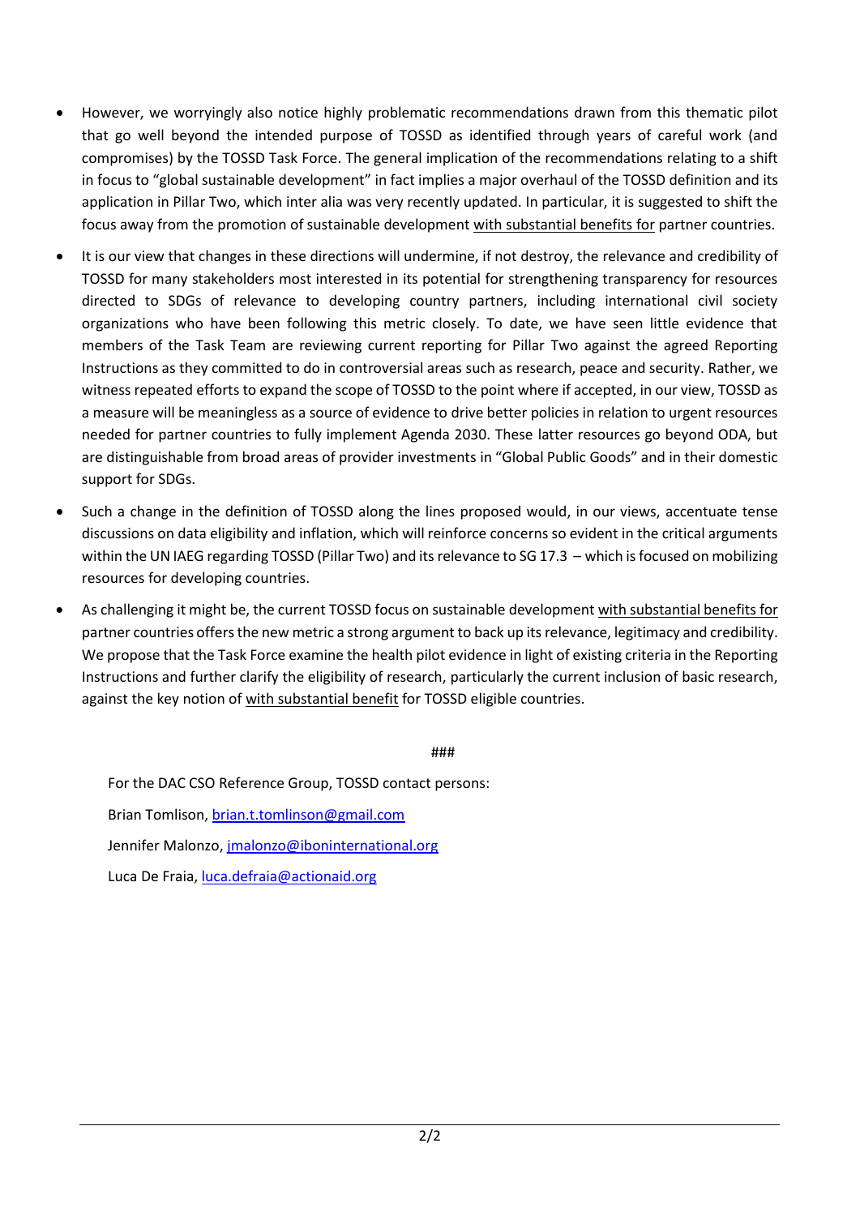- However, we worryingly also notice highly problematic recommendations drawn from this thematic pilot that go well beyond the intended purpose of TOSSD as identified through years of careful work (and compromises) by the TOSSD Task Force. The general implication of the recommendations relating to a shift in focus to "global sustainable development" in fact implies a major overhaul of the TOSSD definition and its application in Pillar Two, which inter alia was very recently updated. In particular, it is suggested to shift the focus away from the promotion of sustainable development <u>with substantial benefits for</u> partner countries.

- It is our view that changes in these directions will undermine, if not destroy, the relevance and credibility of TOSSD for many stakeholders most interested in its potential for strengthening transparency for resources directed to SDGs of relevance to developing country partners, including international civil society organizations who have been following this metric closely. To date, we have seen little evidence that members of the Task Team are reviewing current reporting for Pillar Two against the agreed Reporting Instructions as they committed to do in controversial areas such as research, peace and security. Rather, we witness repeated efforts to expand the scope of TOSSD to the point where if accepted, in our view, TOSSD as a measure will be meaningless as a source of evidence to drive better policies in relation to urgent resources needed for partner countries to fully implement Agenda 2030. These latter resources go beyond ODA, but are distinguishable from broad areas of provider investments in "Global Public Goods" and in their domestic support for SDGs.

- Such a change in the definition of TOSSD along the lines proposed would, in our views, accentuate tense discussions on data eligibility and inflation, which will reinforce concerns so evident in the critical arguments within the UN IAEG regarding TOSSD (Pillar Two) and its relevance to SG 17.3 – which is focused on mobilizing resources for developing countries.

- As challenging it might be, the current TOSSD focus on sustainable development <u>with substantial benefits for</u> partner countries offers the new metric a strong argument to back up its relevance, legitimacy and credibility. We propose that the Task Force examine the health pilot evidence in light of existing criteria in the Reporting Instructions and further clarify the eligibility of research, particularly the current inclusion of basic research, against the key notion of <u>with substantial benefit</u> for TOSSD eligible countries.

###

For the DAC CSO Reference Group, TOSSD contact persons:

Brian Tomlison, brian.t.tomlinson@gmail.com

Jennifer Malonzo, jmalonzo@iboninternational.org

Luca De Fraia, luca.defraia@actionaid.org